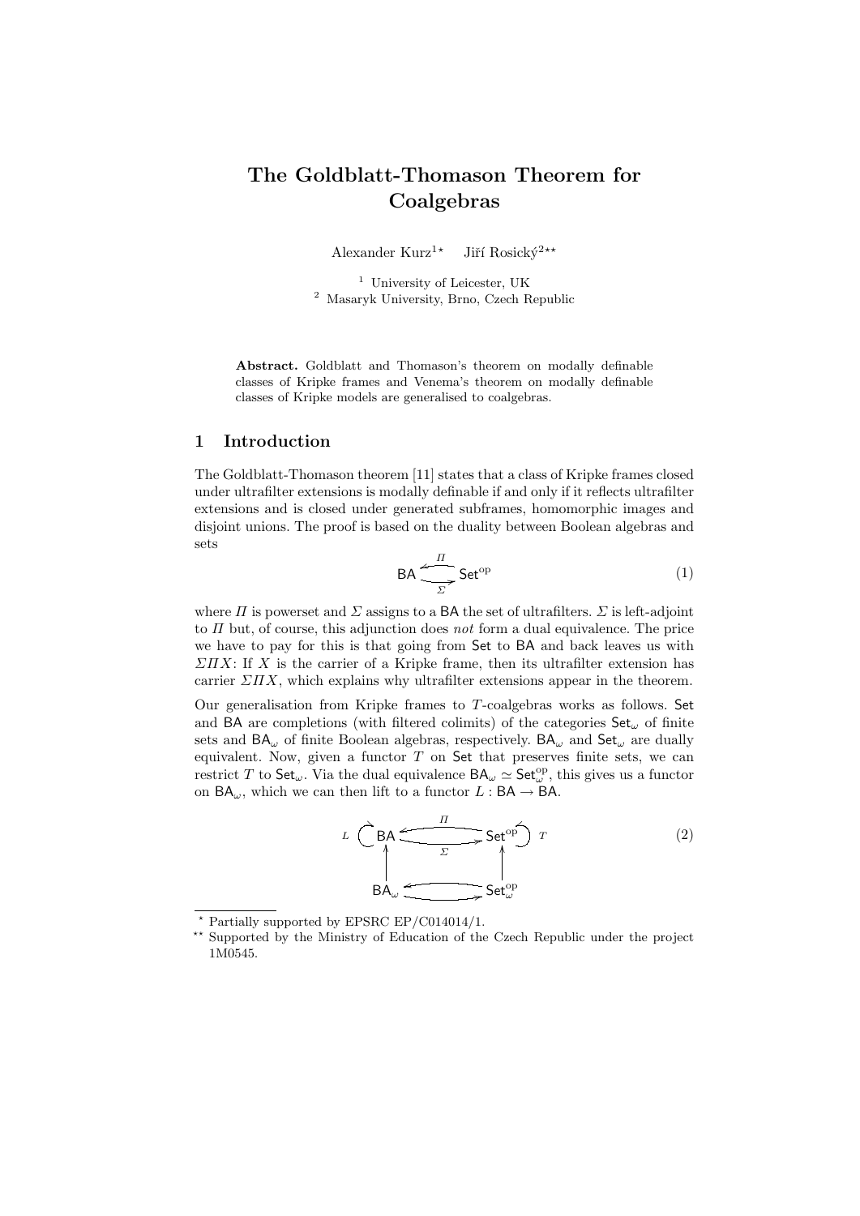# The Goldblatt-Thomason Theorem for Coalgebras

Alexander Kurz[1*] Jiří Rosický[2**]

[1] University of Leicester, UK
[2] Masaryk University, Brno, Czech Republic

**Abstract.** Goldblatt and Thomason's theorem on modally definable classes of Kripke frames and Venema's theorem on modally definable classes of Kripke models are generalised to coalgebras.

## 1 Introduction

The Goldblatt-Thomason theorem [11] states that a class of Kripke frames closed under ultrafilter extensions is modally definable if and only if it reflects ultrafilter extensions and is closed under generated subframes, homomorphic images and disjoint unions. The proof is based on the duality between Boolean algebras and sets

$$\mathsf{BA} \underset{\Sigma}{\overset{\Pi}{\rightleftarrows}} \mathsf{Set}^{\mathrm{op}} \tag{1}$$

where $\Pi$ is powerset and $\Sigma$ assigns to a $\mathsf{BA}$ the set of ultrafilters. $\Sigma$ is left-adjoint to $\Pi$ but, of course, this adjunction does *not* form a dual equivalence. The price we have to pay for this is that going from $\mathsf{Set}$ to $\mathsf{BA}$ and back leaves us with $\Sigma\Pi X$: If $X$ is the carrier of a Kripke frame, then its ultrafilter extension has carrier $\Sigma\Pi X$, which explains why ultrafilter extensions appear in the theorem.

Our generalisation from Kripke frames to $T$-coalgebras works as follows. $\mathsf{Set}$ and $\mathsf{BA}$ are completions (with filtered colimits) of the categories $\mathsf{Set}_\omega$ of finite sets and $\mathsf{BA}_\omega$ of finite Boolean algebras, respectively. $\mathsf{BA}_\omega$ and $\mathsf{Set}_\omega$ are dually equivalent. Now, given a functor $T$ on $\mathsf{Set}$ that preserves finite sets, we can restrict $T$ to $\mathsf{Set}_\omega$. Via the dual equivalence $\mathsf{BA}_\omega \simeq \mathsf{Set}_\omega^{\mathrm{op}}$, this gives us a functor on $\mathsf{BA}_\omega$, which we can then lift to a functor $L : \mathsf{BA} \to \mathsf{BA}$.

$$\begin{array}{ccc} L \circlearrowleft \mathsf{BA} & \underset{\Sigma}{\overset{\Pi}{\rightleftarrows}} & \mathsf{Set}^{\mathrm{op}} \circlearrowright T \\ \uparrow & & \uparrow \\ \mathsf{BA}_\omega & \rightleftarrows & \mathsf{Set}_\omega^{\mathrm{op}} \end{array} \tag{2}$$

---

[*] Partially supported by EPSRC EP/C014014/1.

[**] Supported by the Ministry of Education of the Czech Republic under the project 1M0545.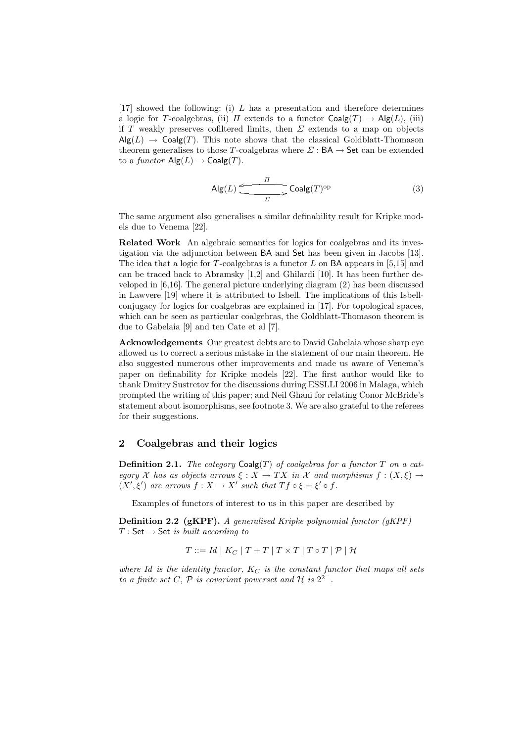[17] showed the following: (i) $L$ has a presentation and therefore determines a logic for $T$-coalgebras, (ii) $\Pi$ extends to a functor $\mathsf{Coalg}(T) \to \mathsf{Alg}(L)$, (iii) if $T$ weakly preserves cofiltered limits, then $\Sigma$ extends to a map on objects $\mathsf{Alg}(L) \to \mathsf{Coalg}(T)$. This note shows that the classical Goldblatt-Thomason theorem generalises to those $T$-coalgebras where $\Sigma : \mathsf{BA} \to \mathsf{Set}$ can be extended to a *functor* $\mathsf{Alg}(L) \to \mathsf{Coalg}(T)$.

$$\mathsf{Alg}(L) \underset{\Sigma}{\overset{\Pi}{\rightleftarrows}} \mathsf{Coalg}(T)^{\mathrm{op}} \tag{3}$$

The same argument also generalises a similar definability result for Kripke models due to Venema [22].

**Related Work** An algebraic semantics for logics for coalgebras and its investigation via the adjunction between $\mathsf{BA}$ and $\mathsf{Set}$ has been given in Jacobs [13]. The idea that a logic for $T$-coalgebras is a functor $L$ on $\mathsf{BA}$ appears in [5,15] and can be traced back to Abramsky [1,2] and Ghilardi [10]. It has been further developed in [6,16]. The general picture underlying diagram (2) has been discussed in Lawvere [19] where it is attributed to Isbell. The implications of this Isbell-conjugacy for logics for coalgebras are explained in [17]. For topological spaces, which can be seen as particular coalgebras, the Goldblatt-Thomason theorem is due to Gabelaia [9] and ten Cate et al [7].

**Acknowledgements** Our greatest debts are to David Gabelaia whose sharp eye allowed us to correct a serious mistake in the statement of our main theorem. He also suggested numerous other improvements and made us aware of Venema's paper on definability for Kripke models [22]. The first author would like to thank Dmitry Sustretov for the discussions during ESSLLI 2006 in Malaga, which prompted the writing of this paper; and Neil Ghani for relating Conor McBride's statement about isomorphisms, see footnote 3. We are also grateful to the referees for their suggestions.

## 2 Coalgebras and their logics

**Definition 2.1.** *The category $\mathsf{Coalg}(T)$ of coalgebras for a functor $T$ on a category $\mathcal{X}$ has as objects arrows $\xi : X \to TX$ in $\mathcal{X}$ and morphisms $f : (X, \xi) \to (X', \xi')$ are arrows $f : X \to X'$ such that $Tf \circ \xi = \xi' \circ f$.*

Examples of functors of interest to us in this paper are described by

**Definition 2.2 (gKPF).** *A generalised Kripke polynomial functor (gKPF) $T : \mathsf{Set} \to \mathsf{Set}$ is built according to*

$$T ::= Id \mid K_C \mid T + T \mid T \times T \mid T \circ T \mid \mathcal{P} \mid \mathcal{H}$$

*where $Id$ is the identity functor, $K_C$ is the constant functor that maps all sets to a finite set $C$, $\mathcal{P}$ is covariant powerset and $\mathcal{H}$ is $2^{2^{-}}$.*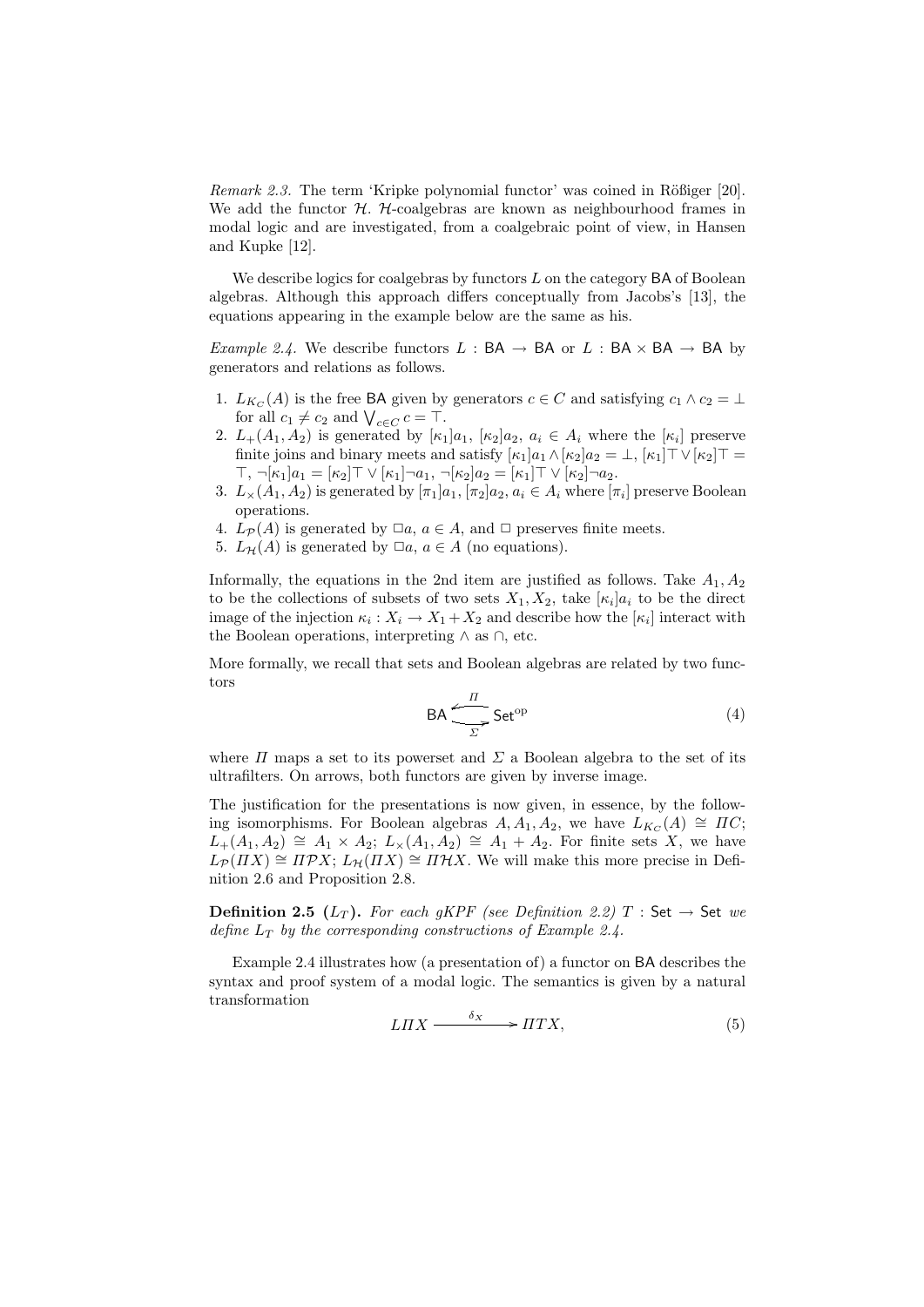*Remark 2.3.* The term 'Kripke polynomial functor' was coined in Rößiger [20]. We add the functor $\mathcal{H}$. $\mathcal{H}$-coalgebras are known as neighbourhood frames in modal logic and are investigated, from a coalgebraic point of view, in Hansen and Kupke [12].

We describe logics for coalgebras by functors $L$ on the category $\mathsf{BA}$ of Boolean algebras. Although this approach differs conceptually from Jacobs's [13], the equations appearing in the example below are the same as his.

*Example 2.4.* We describe functors $L : \mathsf{BA} \to \mathsf{BA}$ or $L : \mathsf{BA} \times \mathsf{BA} \to \mathsf{BA}$ by generators and relations as follows.

1. $L_{K_C}(A)$ is the free $\mathsf{BA}$ given by generators $c \in C$ and satisfying $c_1 \wedge c_2 = \bot$ for all $c_1 \neq c_2$ and $\bigvee_{c \in C} c = \top$.
2. $L_+(A_1, A_2)$ is generated by $[\kappa_1]a_1$, $[\kappa_2]a_2$, $a_i \in A_i$ where the $[\kappa_i]$ preserve finite joins and binary meets and satisfy $[\kappa_1]a_1 \wedge [\kappa_2]a_2 = \bot$, $[\kappa_1]\top \vee [\kappa_2]\top = \top$, $\neg[\kappa_1]a_1 = [\kappa_2]\top \vee [\kappa_1]\neg a_1$, $\neg[\kappa_2]a_2 = [\kappa_1]\top \vee [\kappa_2]\neg a_2$.
3. $L_\times(A_1, A_2)$ is generated by $[\pi_1]a_1$, $[\pi_2]a_2$, $a_i \in A_i$ where $[\pi_i]$ preserve Boolean operations.
4. $L_{\mathcal{P}}(A)$ is generated by $\Box a$, $a \in A$, and $\Box$ preserves finite meets.
5. $L_{\mathcal{H}}(A)$ is generated by $\Box a$, $a \in A$ (no equations).

Informally, the equations in the 2nd item are justified as follows. Take $A_1, A_2$ to be the collections of subsets of two sets $X_1, X_2$, take $[\kappa_i]a_i$ to be the direct image of the injection $\kappa_i : X_i \to X_1 + X_2$ and describe how the $[\kappa_i]$ interact with the Boolean operations, interpreting $\wedge$ as $\cap$, etc.

More formally, we recall that sets and Boolean algebras are related by two functors

$$\mathsf{BA} \underset{\Sigma}{\overset{\Pi}{\rightleftarrows}} \mathsf{Set}^{\mathrm{op}} \tag{4}$$

where $\Pi$ maps a set to its powerset and $\Sigma$ a Boolean algebra to the set of its ultrafilters. On arrows, both functors are given by inverse image.

The justification for the presentations is now given, in essence, by the following isomorphisms. For Boolean algebras $A, A_1, A_2$, we have $L_{K_C}(A) \cong \Pi C$; $L_+(A_1, A_2) \cong A_1 \times A_2$; $L_\times(A_1, A_2) \cong A_1 + A_2$. For finite sets $X$, we have $L_{\mathcal{P}}(\Pi X) \cong \Pi \mathcal{P} X$; $L_{\mathcal{H}}(\Pi X) \cong \Pi \mathcal{H} X$. We will make this more precise in Definition 2.6 and Proposition 2.8.

**Definition 2.5 ($L_T$).** *For each gKPF (see Definition 2.2) $T : \mathsf{Set} \to \mathsf{Set}$ we define $L_T$ by the corresponding constructions of Example 2.4.*

Example 2.4 illustrates how (a presentation of) a functor on $\mathsf{BA}$ describes the syntax and proof system of a modal logic. The semantics is given by a natural transformation

$$L\Pi X \xrightarrow{\ \delta_X\ } \Pi T X, \tag{5}$$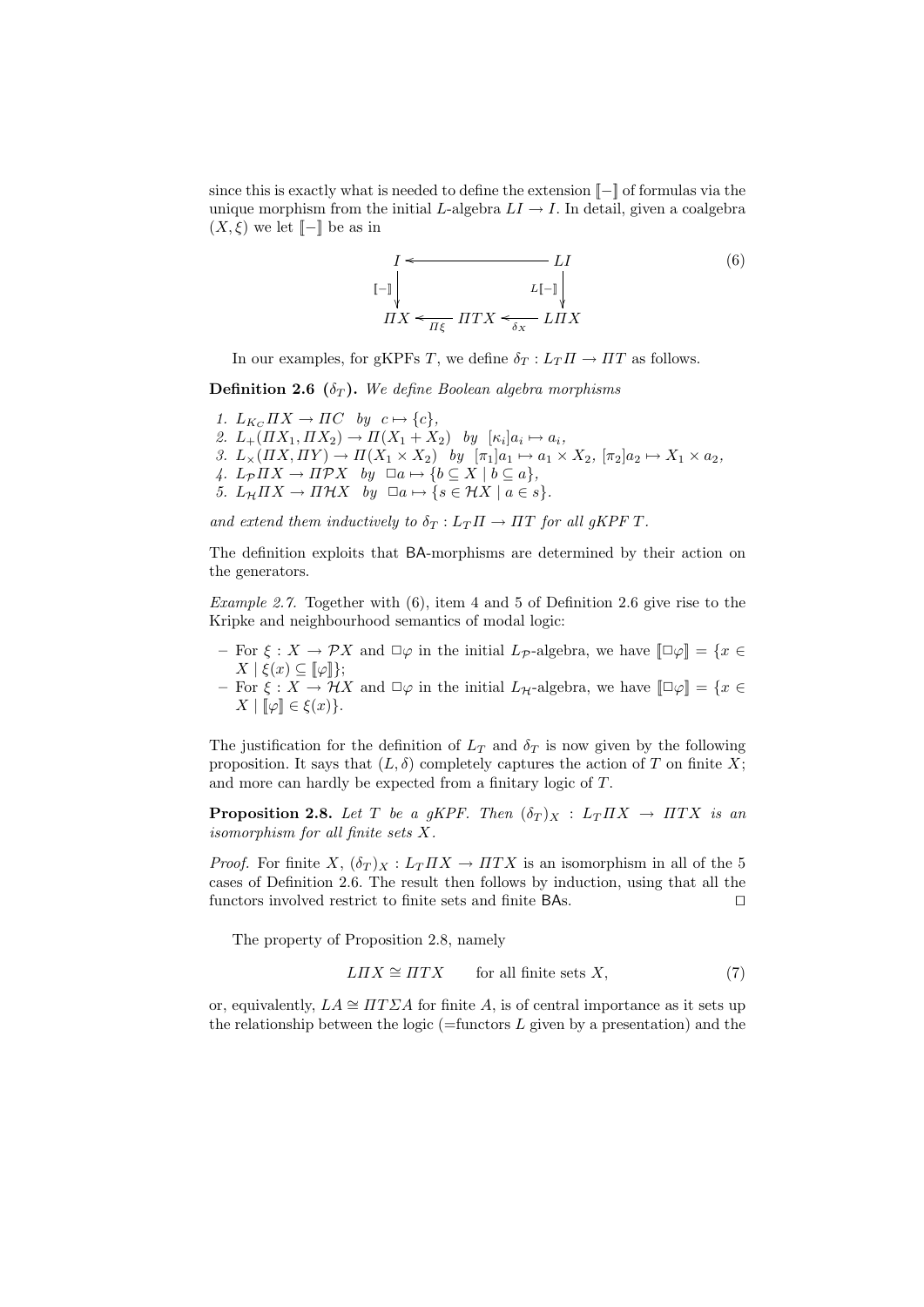since this is exactly what is needed to define the extension $[\![-]\!]$ of formulas via the unique morphism from the initial $L$-algebra $LI \to I$. In detail, given a coalgebra $(X, \xi)$ we let $[\![-]\!]$ be as in

$$
\begin{array}{ccccc}
I & \longleftarrow & & & LI \\
{\scriptstyle [\![-]\!]}\downarrow & & & & \downarrow{\scriptstyle L[\![-]\!]} \\
\mathit{\Pi} X & \xleftarrow[\mathit{\Pi}\xi]{} & \mathit{\Pi} TX & \xleftarrow[\delta_X]{} & L\mathit{\Pi} X
\end{array}
\tag{6}
$$

In our examples, for gKPFs $T$, we define $\delta_T : L_T \mathit{\Pi} \to \mathit{\Pi} T$ as follows.

**Definition 2.6** ($\delta_T$)**.** *We define Boolean algebra morphisms*

1. $L_{K_C} \mathit{\Pi} X \to \mathit{\Pi} C$ *by* $c \mapsto \{c\}$,
2. $L_+(\mathit{\Pi} X_1, \mathit{\Pi} X_2) \to \mathit{\Pi}(X_1 + X_2)$ *by* $[\kappa_i]a_i \mapsto a_i$,
3. $L_\times(\mathit{\Pi} X, \mathit{\Pi} Y) \to \mathit{\Pi}(X_1 \times X_2)$ *by* $[\pi_1]a_1 \mapsto a_1 \times X_2$, $[\pi_2]a_2 \mapsto X_1 \times a_2$,
4. $L_{\mathcal{P}} \mathit{\Pi} X \to \mathit{\Pi} \mathcal{P} X$ *by* $\Box a \mapsto \{b \subseteq X \mid b \subseteq a\}$,
5. $L_{\mathcal{H}} \mathit{\Pi} X \to \mathit{\Pi} \mathcal{H} X$ *by* $\Box a \mapsto \{s \in \mathcal{H} X \mid a \in s\}$.

*and extend them inductively to* $\delta_T : L_T \mathit{\Pi} \to \mathit{\Pi} T$ *for all gKPF* $T$.

The definition exploits that BA-morphisms are determined by their action on the generators.

*Example 2.7.* Together with (6), item 4 and 5 of Definition 2.6 give rise to the Kripke and neighbourhood semantics of modal logic:

- For $\xi : X \to \mathcal{P} X$ and $\Box\varphi$ in the initial $L_{\mathcal{P}}$-algebra, we have $[\![\Box\varphi]\!] = \{x \in X \mid \xi(x) \subseteq [\![\varphi]\!]\}$;
- For $\xi : X \to \mathcal{H} X$ and $\Box\varphi$ in the initial $L_{\mathcal{H}}$-algebra, we have $[\![\Box\varphi]\!] = \{x \in X \mid [\![\varphi]\!] \in \xi(x)\}$.

The justification for the definition of $L_T$ and $\delta_T$ is now given by the following proposition. It says that $(L, \delta)$ completely captures the action of $T$ on finite $X$; and more can hardly be expected from a finitary logic of $T$.

**Proposition 2.8.** *Let* $T$ *be a gKPF. Then* $(\delta_T)_X : L_T \mathit{\Pi} X \to \mathit{\Pi} TX$ *is an isomorphism for all finite sets* $X$.

*Proof.* For finite $X$, $(\delta_T)_X : L_T \mathit{\Pi} X \to \mathit{\Pi} TX$ is an isomorphism in all of the 5 cases of Definition 2.6. The result then follows by induction, using that all the functors involved restrict to finite sets and finite BAs. ⊓⊔

The property of Proposition 2.8, namely

$$
L\mathit{\Pi} X \cong \mathit{\Pi} TX \qquad \text{for all finite sets } X, \tag{7}
$$

or, equivalently, $LA \cong \mathit{\Pi} T \Sigma A$ for finite $A$, is of central importance as it sets up the relationship between the logic (=functors $L$ given by a presentation) and the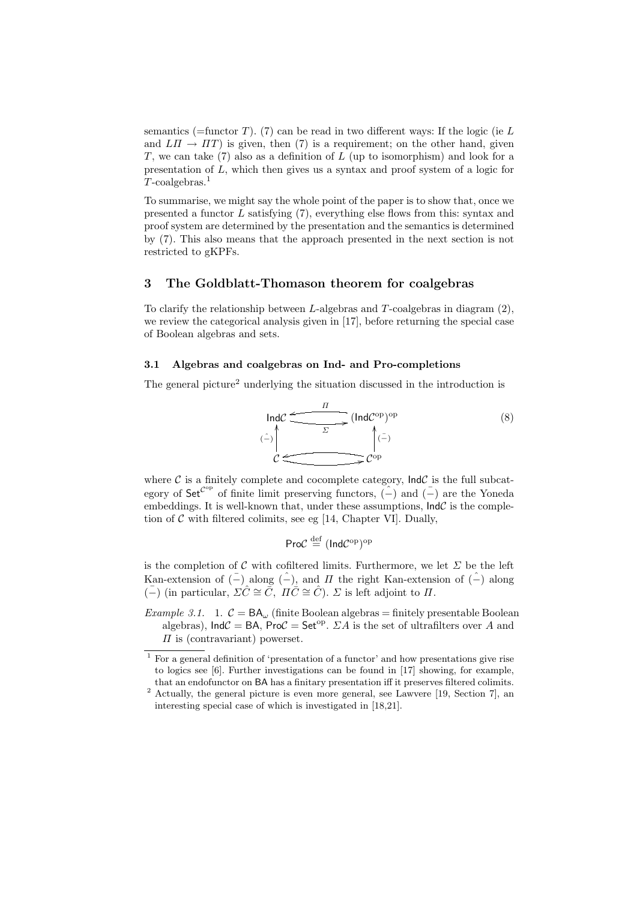semantics (=functor $T$). (7) can be read in two different ways: If the logic (ie $L$ and $L\Pi \to \Pi T$) is given, then (7) is a requirement; on the other hand, given $T$, we can take (7) also as a definition of $L$ (up to isomorphism) and look for a presentation of $L$, which then gives us a syntax and proof system of a logic for $T$-coalgebras.[1]

To summarise, we might say the whole point of the paper is to show that, once we presented a functor $L$ satisfying (7), everything else flows from this: syntax and proof system are determined by the presentation and the semantics is determined by (7). This also means that the approach presented in the next section is not restricted to gKPFs.

## 3 The Goldblatt-Thomason theorem for coalgebras

To clarify the relationship between $L$-algebras and $T$-coalgebras in diagram (2), we review the categorical analysis given in [17], before returning the special case of Boolean algebras and sets.

### 3.1 Algebras and coalgebras on Ind- and Pro-completions

The general picture[2] underlying the situation discussed in the introduction is

$$\begin{array}{ccc} \mathsf{Ind}\mathcal{C} & \underset{\Sigma}{\overset{\Pi}{\rightleftarrows}} & (\mathsf{Ind}\mathcal{C}^{\mathrm{op}})^{\mathrm{op}} \\ {\scriptstyle \hat{(-)}}\uparrow & & \uparrow{\scriptstyle \bar{(-)}} \\ \mathcal{C} & \rightleftarrows & \mathcal{C}^{\mathrm{op}} \end{array} \qquad (8)$$

where $\mathcal{C}$ is a finitely complete and cocomplete category, $\mathsf{Ind}\mathcal{C}$ is the full subcategory of $\mathsf{Set}^{\mathcal{C}^{\mathrm{op}}}$ of finite limit preserving functors, $\hat{(-)}$ and $\bar{(-)}$ are the Yoneda embeddings. It is well-known that, under these assumptions, $\mathsf{Ind}\mathcal{C}$ is the completion of $\mathcal{C}$ with filtered colimits, see eg [14, Chapter VI]. Dually,

$$\mathsf{Pro}\mathcal{C} \stackrel{\text{def}}{=} (\mathsf{Ind}\mathcal{C}^{\mathrm{op}})^{\mathrm{op}}$$

is the completion of $\mathcal{C}$ with cofiltered limits. Furthermore, we let $\Sigma$ be the left Kan-extension of $\bar{(-)}$ along $\hat{(-)}$, and $\Pi$ the right Kan-extension of $\hat{(-)}$ along $\bar{(-)}$ (in particular, $\Sigma\hat{C} \cong \bar{C}$, $\Pi\bar{C} \cong \hat{C}$). $\Sigma$ is left adjoint to $\Pi$.

*Example 3.1.* 1. $\mathcal{C} = \mathsf{BA}_\omega$ (finite Boolean algebras = finitely presentable Boolean algebras), $\mathsf{Ind}\mathcal{C} = \mathsf{BA}$, $\mathsf{Pro}\mathcal{C} = \mathsf{Set}^{\mathrm{op}}$. $\Sigma A$ is the set of ultrafilters over $A$ and $\Pi$ is (contravariant) powerset.

[1] For a general definition of 'presentation of a functor' and how presentations give rise to logics see [6]. Further investigations can be found in [17] showing, for example, that an endofunctor on BA has a finitary presentation iff it preserves filtered colimits.

[2] Actually, the general picture is even more general, see Lawvere [19, Section 7], an interesting special case of which is investigated in [18,21].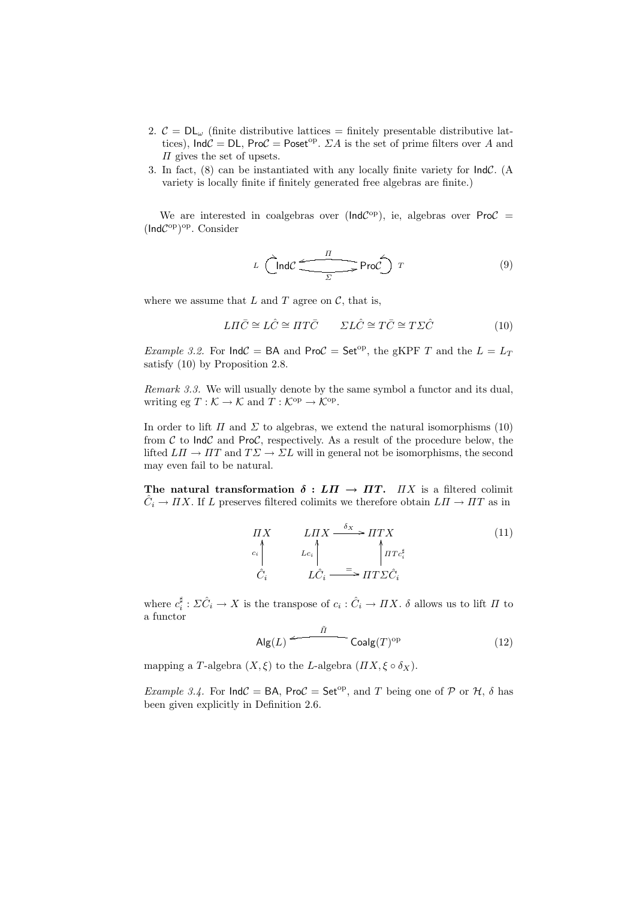2. $\mathcal{C} = \mathsf{DL}_\omega$ (finite distributive lattices = finitely presentable distributive lattices), $\mathsf{Ind}\mathcal{C} = \mathsf{DL}$, $\mathsf{Pro}\mathcal{C} = \mathsf{Poset}^{\mathrm{op}}$. $\Sigma A$ is the set of prime filters over $A$ and $\Pi$ gives the set of upsets.
3. In fact, (8) can be instantiated with any locally finite variety for $\mathsf{Ind}\mathcal{C}$. (A variety is locally finite if finitely generated free algebras are finite.)

We are interested in coalgebras over $(\mathsf{Ind}\mathcal{C}^{\mathrm{op}})$, ie, algebras over $\mathsf{Pro}\mathcal{C} = (\mathsf{Ind}\mathcal{C}^{\mathrm{op}})^{\mathrm{op}}$. Consider

$$L \circlearrowright \mathsf{Ind}\mathcal{C} \underset{\Sigma}{\overset{\Pi}{\rightleftarrows}} \mathsf{Pro}\mathcal{C} \circlearrowleft T \tag{9}$$

where we assume that $L$ and $T$ agree on $\mathcal{C}$, that is,

$$L\Pi\bar{C} \cong L\hat{C} \cong \Pi T\bar{C} \qquad \Sigma L\hat{C} \cong T\bar{C} \cong T\Sigma\hat{C} \tag{10}$$

*Example 3.2.* For $\mathsf{Ind}\mathcal{C} = \mathsf{BA}$ and $\mathsf{Pro}\mathcal{C} = \mathsf{Set}^{\mathrm{op}}$, the gKPF $T$ and the $L = L_T$ satisfy (10) by Proposition 2.8.

*Remark 3.3.* We will usually denote by the same symbol a functor and its dual, writing eg $T : \mathcal{K} \to \mathcal{K}$ and $T : \mathcal{K}^{\mathrm{op}} \to \mathcal{K}^{\mathrm{op}}$.

In order to lift $\Pi$ and $\Sigma$ to algebras, we extend the natural isomorphisms (10) from $\mathcal{C}$ to $\mathsf{Ind}\mathcal{C}$ and $\mathsf{Pro}\mathcal{C}$, respectively. As a result of the procedure below, the lifted $L\Pi \to \Pi T$ and $T\Sigma \to \Sigma L$ will in general not be isomorphisms, the second may even fail to be natural.

**The natural transformation $\delta : L\Pi \to \Pi T$.** $\Pi X$ is a filtered colimit $\hat{C}_i \to \Pi X$. If $L$ preserves filtered colimits we therefore obtain $L\Pi \to \Pi T$ as in

$$\begin{array}{ccccc}
\Pi X & \qquad & L\Pi X & \xrightarrow{\delta_X} & \Pi T X \\
\uparrow{\scriptstyle c_i} & & \uparrow{\scriptstyle Lc_i} & & \uparrow{\scriptstyle \Pi T c_i^\sharp} \\
\hat{C}_i & & L\hat{C}_i & \xrightarrow{=} & \Pi T \Sigma \hat{C}_i
\end{array} \tag{11}$$

where $c_i^\sharp : \Sigma\hat{C}_i \to X$ is the transpose of $c_i : \hat{C}_i \to \Pi X$. $\delta$ allows us to lift $\Pi$ to a functor

$$\mathsf{Alg}(L) \xleftarrow{\;\tilde{\Pi}\;} \mathsf{Coalg}(T)^{\mathrm{op}} \tag{12}$$

mapping a $T$-algebra $(X, \xi)$ to the $L$-algebra $(\Pi X, \xi \circ \delta_X)$.

*Example 3.4.* For $\mathsf{Ind}\mathcal{C} = \mathsf{BA}$, $\mathsf{Pro}\mathcal{C} = \mathsf{Set}^{\mathrm{op}}$, and $T$ being one of $\mathcal{P}$ or $\mathcal{H}$, $\delta$ has been given explicitly in Definition 2.6.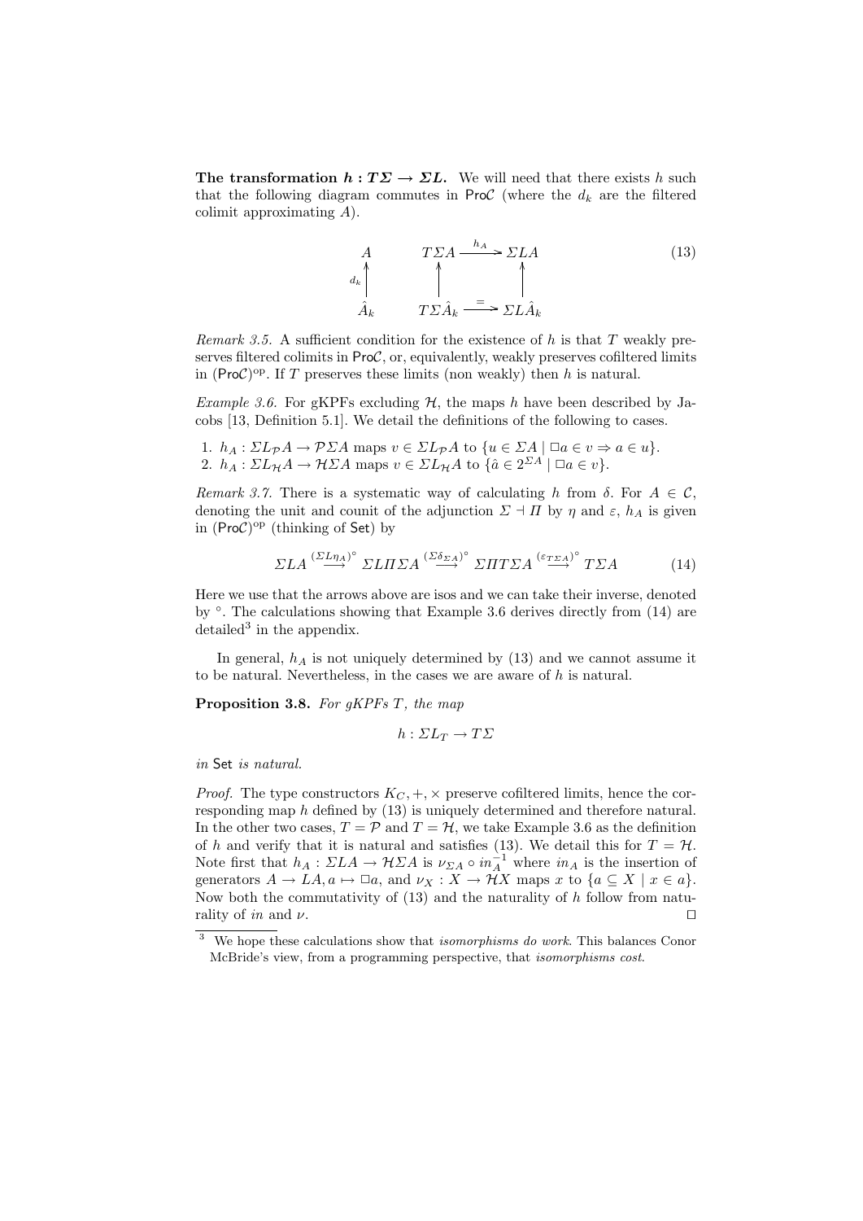**The transformation $h : T\Sigma \to \Sigma L$.** We will need that there exists $h$ such that the following diagram commutes in $\mathsf{Pro}\mathcal{C}$ (where the $d_k$ are the filtered colimit approximating $A$).

$$
\begin{array}{ccccc}
A & \qquad & T\Sigma A & \xrightarrow{h_A} & \Sigma L A \\
{\scriptstyle d_k}\uparrow & & \uparrow & & \uparrow \\
\hat{A}_k & & T\Sigma \hat{A}_k & \xrightarrow{=} & \Sigma L \hat{A}_k
\end{array}
\tag{13}
$$

*Remark 3.5.* A sufficient condition for the existence of $h$ is that $T$ weakly preserves filtered colimits in $\mathsf{Pro}\mathcal{C}$, or, equivalently, weakly preserves cofiltered limits in $(\mathsf{Pro}\mathcal{C})^{\mathrm{op}}$. If $T$ preserves these limits (non weakly) then $h$ is natural.

*Example 3.6.* For gKPFs excluding $\mathcal{H}$, the maps $h$ have been described by Jacobs [13, Definition 5.1]. We detail the definitions of the following to cases.

1. $h_A : \Sigma L_{\mathcal{P}} A \to \mathcal{P}\Sigma A$ maps $v \in \Sigma L_{\mathcal{P}} A$ to $\{u \in \Sigma A \mid \Box a \in v \Rightarrow a \in u\}$.
2. $h_A : \Sigma L_{\mathcal{H}} A \to \mathcal{H}\Sigma A$ maps $v \in \Sigma L_{\mathcal{H}} A$ to $\{\hat{a} \in 2^{\Sigma A} \mid \Box a \in v\}$.

*Remark 3.7.* There is a systematic way of calculating $h$ from $\delta$. For $A \in \mathcal{C}$, denoting the unit and counit of the adjunction $\Sigma \dashv \Pi$ by $\eta$ and $\varepsilon$, $h_A$ is given in $(\mathsf{Pro}\mathcal{C})^{\mathrm{op}}$ (thinking of $\mathsf{Set}$) by

$$
\Sigma L A \overset{(\Sigma L \eta_A)^\circ}{\longrightarrow} \Sigma L \Pi \Sigma A \overset{(\Sigma \delta_{\Sigma A})^\circ}{\longrightarrow} \Sigma \Pi T \Sigma A \overset{(\varepsilon_{T\Sigma A})^\circ}{\longrightarrow} T\Sigma A \tag{14}
$$

Here we use that the arrows above are isos and we can take their inverse, denoted by $^\circ$. The calculations showing that Example 3.6 derives directly from (14) are detailed[3] in the appendix.

In general, $h_A$ is not uniquely determined by (13) and we cannot assume it to be natural. Nevertheless, in the cases we are aware of $h$ is natural.

**Proposition 3.8.** *For gKPFs $T$, the map*

$$h : \Sigma L_T \to T\Sigma$$

*in* $\mathsf{Set}$ *is natural.*

*Proof.* The type constructors $K_C, +, \times$ preserve cofiltered limits, hence the corresponding map $h$ defined by (13) is uniquely determined and therefore natural. In the other two cases, $T = \mathcal{P}$ and $T = \mathcal{H}$, we take Example 3.6 as the definition of $h$ and verify that it is natural and satisfies (13). We detail this for $T = \mathcal{H}$. Note first that $h_A : \Sigma L A \to \mathcal{H}\Sigma A$ is $\nu_{\Sigma A} \circ in_A^{-1}$ where $in_A$ is the insertion of generators $A \to LA, a \mapsto \Box a$, and $\nu_X : X \to \mathcal{H}X$ maps $x$ to $\{a \subseteq X \mid x \in a\}$. Now both the commutativity of (13) and the naturality of $h$ follow from naturality of $in$ and $\nu$. $\square$

[3] We hope these calculations show that *isomorphisms do work*. This balances Conor McBride's view, from a programming perspective, that *isomorphisms cost*.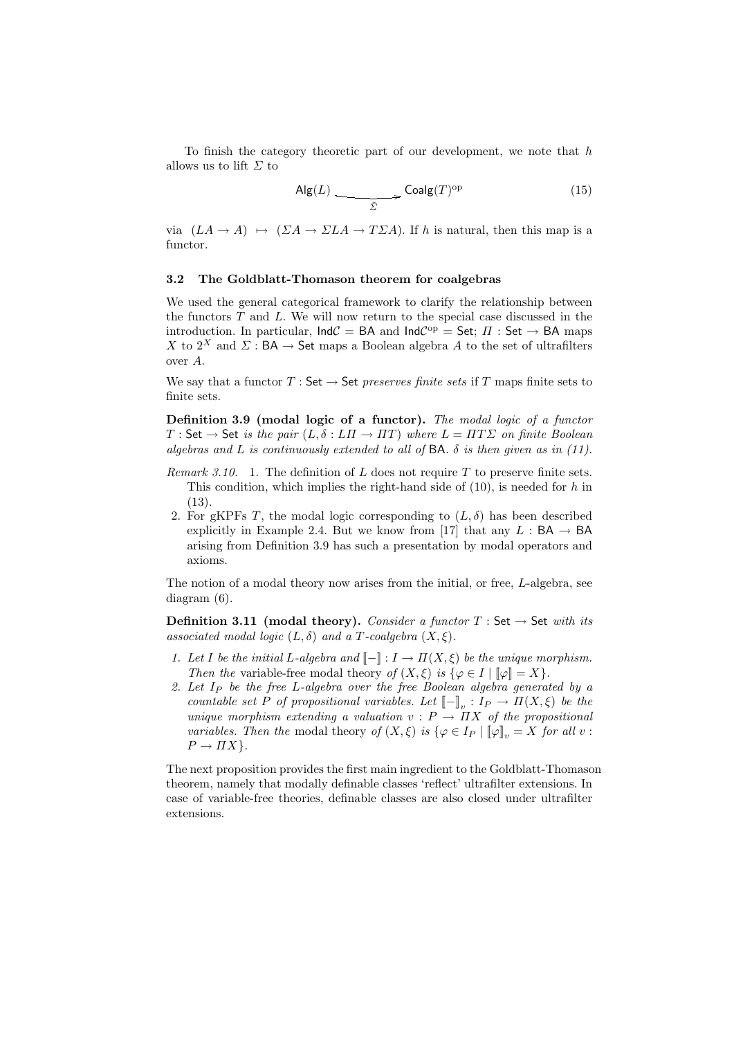To finish the category theoretic part of our development, we note that $h$ allows us to lift $\Sigma$ to

$$\mathsf{Alg}(L) \xrightarrow{\bar{\Sigma}} \mathsf{Coalg}(T)^{\mathrm{op}} \tag{15}$$

via $(LA \to A) \mapsto (\Sigma A \to \Sigma LA \to T\Sigma A)$. If $h$ is natural, then this map is a functor.

### 3.2 The Goldblatt-Thomason theorem for coalgebras

We used the general categorical framework to clarify the relationship between the functors $T$ and $L$. We will now return to the special case discussed in the introduction. In particular, $\mathsf{Ind}\mathcal{C} = \mathsf{BA}$ and $\mathsf{Ind}\mathcal{C}^{\mathrm{op}} = \mathsf{Set}$; $\Pi : \mathsf{Set} \to \mathsf{BA}$ maps $X$ to $2^X$ and $\Sigma : \mathsf{BA} \to \mathsf{Set}$ maps a Boolean algebra $A$ to the set of ultrafilters over $A$.

We say that a functor $T : \mathsf{Set} \to \mathsf{Set}$ *preserves finite sets* if $T$ maps finite sets to finite sets.

**Definition 3.9 (modal logic of a functor).** *The modal logic of a functor $T : \mathsf{Set} \to \mathsf{Set}$ is the pair $(L, \delta : L\Pi \to \Pi T)$ where $L = \Pi T \Sigma$ on finite Boolean algebras and $L$ is continuously extended to all of $\mathsf{BA}$. $\delta$ is then given as in (11).*

*Remark 3.10.*
1. The definition of $L$ does not require $T$ to preserve finite sets. This condition, which implies the right-hand side of (10), is needed for $h$ in (13).
2. For gKPFs $T$, the modal logic corresponding to $(L, \delta)$ has been described explicitly in Example 2.4. But we know from [17] that any $L : \mathsf{BA} \to \mathsf{BA}$ arising from Definition 3.9 has such a presentation by modal operators and axioms.

The notion of a modal theory now arises from the initial, or free, $L$-algebra, see diagram (6).

**Definition 3.11 (modal theory).** *Consider a functor $T : \mathsf{Set} \to \mathsf{Set}$ with its associated modal logic $(L, \delta)$ and a $T$-coalgebra $(X, \xi)$.*

1. *Let $I$ be the initial $L$-algebra and $[\![-]\!] : I \to \Pi(X, \xi)$ be the unique morphism. Then the* variable-free modal theory *of $(X, \xi)$ is $\{\varphi \in I \mid [\![\varphi]\!] = X\}$.*
2. *Let $I_P$ be the free $L$-algebra over the free Boolean algebra generated by a countable set $P$ of propositional variables. Let $[\![-]\!]_v : I_P \to \Pi(X, \xi)$ be the unique morphism extending a valuation $v : P \to \Pi X$ of the propositional variables. Then the* modal theory *of $(X, \xi)$ is $\{\varphi \in I_P \mid [\![\varphi]\!]_v = X$ for all $v : P \to \Pi X\}$.*

The next proposition provides the first main ingredient to the Goldblatt-Thomason theorem, namely that modally definable classes 'reflect' ultrafilter extensions. In case of variable-free theories, definable classes are also closed under ultrafilter extensions.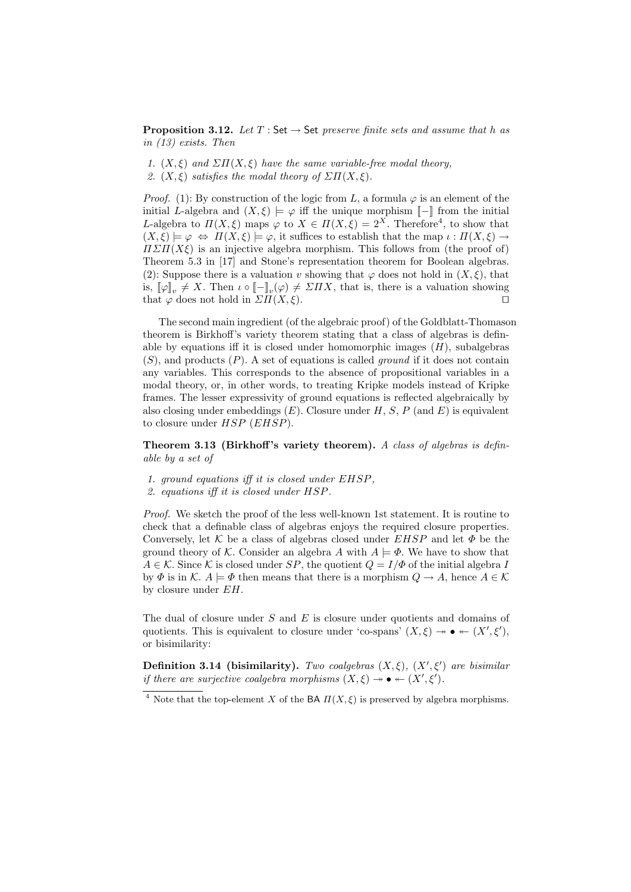**Proposition 3.12.** *Let $T : \mathsf{Set} \to \mathsf{Set}$ preserve finite sets and assume that $h$ as in (13) exists. Then*

1. *$(X, \xi)$ and $\Sigma\Pi(X, \xi)$ have the same variable-free modal theory,*
2. *$(X, \xi)$ satisfies the modal theory of $\Sigma\Pi(X, \xi)$.*

*Proof.* (1): By construction of the logic from $L$, a formula $\varphi$ is an element of the initial $L$-algebra and $(X, \xi) \models \varphi$ iff the unique morphism $[\![-]\!]$ from the initial $L$-algebra to $\Pi(X, \xi)$ maps $\varphi$ to $X \in \Pi(X, \xi) = 2^X$. Therefore[4], to show that $(X, \xi) \models \varphi \Leftrightarrow \Pi(X, \xi) \models \varphi$, it suffices to establish that the map $\iota : \Pi(X, \xi) \to \Pi\Sigma\Pi(X\xi)$ is an injective algebra morphism. This follows from (the proof of) Theorem 5.3 in [17] and Stone's representation theorem for Boolean algebras. (2): Suppose there is a valuation $v$ showing that $\varphi$ does not hold in $(X, \xi)$, that is, $[\![\varphi]\!]_v \neq X$. Then $\iota \circ [\![-]\!]_v(\varphi) \neq \Sigma\Pi X$, that is, there is a valuation showing that $\varphi$ does not hold in $\Sigma\Pi(X, \xi)$. □

The second main ingredient (of the algebraic proof) of the Goldblatt-Thomason theorem is Birkhoff's variety theorem stating that a class of algebras is definable by equations iff it is closed under homomorphic images ($H$), subalgebras ($S$), and products ($P$). A set of equations is called *ground* if it does not contain any variables. This corresponds to the absence of propositional variables in a modal theory, or, in other words, to treating Kripke models instead of Kripke frames. The lesser expressivity of ground equations is reflected algebraically by also closing under embeddings ($E$). Closure under $H$, $S$, $P$ (and $E$) is equivalent to closure under $HSP$ ($EHSP$).

**Theorem 3.13 (Birkhoff's variety theorem).** *A class of algebras is definable by a set of*

1. *ground equations iff it is closed under $EHSP$,*
2. *equations iff it is closed under $HSP$.*

*Proof.* We sketch the proof of the less well-known 1st statement. It is routine to check that a definable class of algebras enjoys the required closure properties. Conversely, let $\mathcal{K}$ be a class of algebras closed under $EHSP$ and let $\Phi$ be the ground theory of $\mathcal{K}$. Consider an algebra $A$ with $A \models \Phi$. We have to show that $A \in \mathcal{K}$. Since $\mathcal{K}$ is closed under $SP$, the quotient $Q = I/\Phi$ of the initial algebra $I$ by $\Phi$ is in $\mathcal{K}$. $A \models \Phi$ then means that there is a morphism $Q \to A$, hence $A \in \mathcal{K}$ by closure under $EH$.

The dual of closure under $S$ and $E$ is closure under quotients and domains of quotients. This is equivalent to closure under 'co-spans' $(X, \xi) \twoheadrightarrow \bullet \twoheadleftarrow (X', \xi')$, or bisimilarity:

**Definition 3.14 (bisimilarity).** *Two coalgebras $(X, \xi)$, $(X', \xi')$ are bisimilar if there are surjective coalgebra morphisms $(X, \xi) \twoheadrightarrow \bullet \twoheadleftarrow (X', \xi')$.*

---

[4] Note that the top-element $X$ of the $\mathsf{BA}$ $\Pi(X, \xi)$ is preserved by algebra morphisms.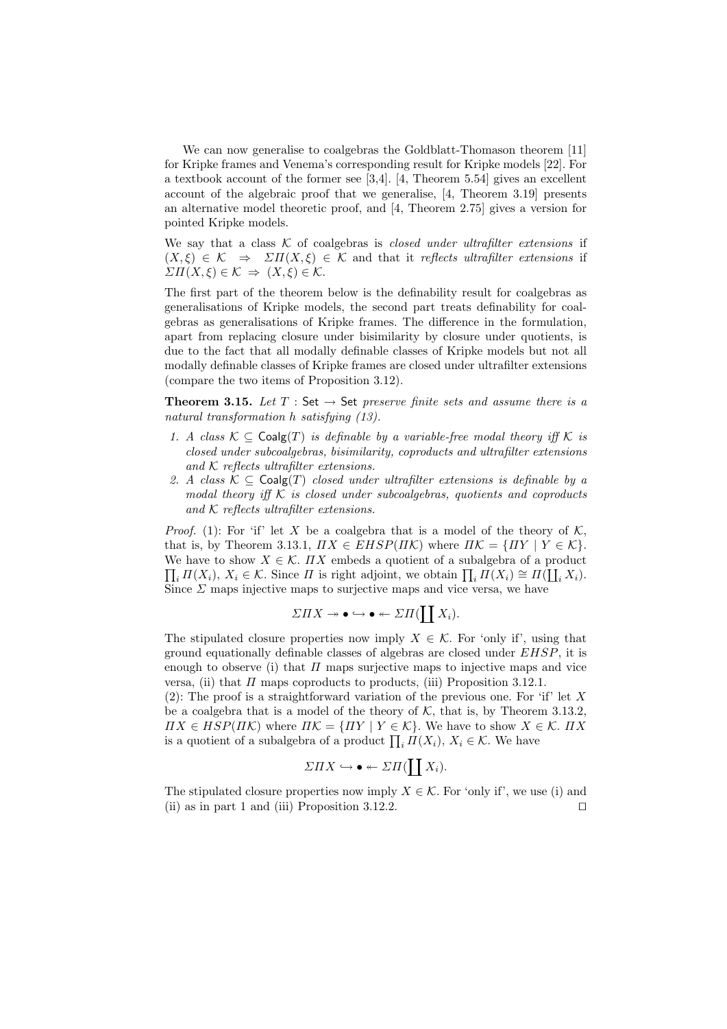We can now generalise to coalgebras the Goldblatt-Thomason theorem [11] for Kripke frames and Venema's corresponding result for Kripke models [22]. For a textbook account of the former see [3,4]. [4, Theorem 5.54] gives an excellent account of the algebraic proof that we generalise, [4, Theorem 3.19] presents an alternative model theoretic proof, and [4, Theorem 2.75] gives a version for pointed Kripke models.

We say that a class $\mathcal{K}$ of coalgebras is *closed under ultrafilter extensions* if $(X, \xi) \in \mathcal{K} \;\Rightarrow\; \Sigma\Pi(X, \xi) \in \mathcal{K}$ and that it *reflects ultrafilter extensions* if $\Sigma\Pi(X, \xi) \in \mathcal{K} \;\Rightarrow\; (X, \xi) \in \mathcal{K}$.

The first part of the theorem below is the definability result for coalgebras as generalisations of Kripke models, the second part treats definability for coalgebras as generalisations of Kripke frames. The difference in the formulation, apart from replacing closure under bisimilarity by closure under quotients, is due to the fact that all modally definable classes of Kripke models but not all modally definable classes of Kripke frames are closed under ultrafilter extensions (compare the two items of Proposition 3.12).

**Theorem 3.15.** *Let $T : \mathsf{Set} \to \mathsf{Set}$ preserve finite sets and assume there is a natural transformation $h$ satisfying (13).*

1. *A class $\mathcal{K} \subseteq \mathsf{Coalg}(T)$ is definable by a variable-free modal theory iff $\mathcal{K}$ is closed under subcoalgebras, bisimilarity, coproducts and ultrafilter extensions and $\mathcal{K}$ reflects ultrafilter extensions.*
2. *A class $\mathcal{K} \subseteq \mathsf{Coalg}(T)$ closed under ultrafilter extensions is definable by a modal theory iff $\mathcal{K}$ is closed under subcoalgebras, quotients and coproducts and $\mathcal{K}$ reflects ultrafilter extensions.*

*Proof.* (1): For 'if' let $X$ be a coalgebra that is a model of the theory of $\mathcal{K}$, that is, by Theorem 3.13.1, $\Pi X \in EHSP(\Pi\mathcal{K})$ where $\Pi\mathcal{K} = \{\Pi Y \mid Y \in \mathcal{K}\}$. We have to show $X \in \mathcal{K}$. $\Pi X$ embeds a quotient of a subalgebra of a product $\prod_i \Pi(X_i)$, $X_i \in \mathcal{K}$. Since $\Pi$ is right adjoint, we obtain $\prod_i \Pi(X_i) \cong \Pi(\coprod_i X_i)$. Since $\Sigma$ maps injective maps to surjective maps and vice versa, we have

$$\Sigma\Pi X \twoheadrightarrow \bullet \hookrightarrow \bullet \twoheadleftarrow \Sigma\Pi(\coprod X_i).$$

The stipulated closure properties now imply $X \in \mathcal{K}$. For 'only if', using that ground equationally definable classes of algebras are closed under $EHSP$, it is enough to observe (i) that $\Pi$ maps surjective maps to injective maps and vice versa, (ii) that $\Pi$ maps coproducts to products, (iii) Proposition 3.12.1.

(2): The proof is a straightforward variation of the previous one. For 'if' let $X$ be a coalgebra that is a model of the theory of $\mathcal{K}$, that is, by Theorem 3.13.2, $\Pi X \in HSP(\Pi\mathcal{K})$ where $\Pi\mathcal{K} = \{\Pi Y \mid Y \in \mathcal{K}\}$. We have to show $X \in \mathcal{K}$. $\Pi X$ is a quotient of a subalgebra of a product $\prod_i \Pi(X_i)$, $X_i \in \mathcal{K}$. We have

$$\Sigma\Pi X \hookrightarrow \bullet \twoheadleftarrow \Sigma\Pi(\coprod X_i).$$

The stipulated closure properties now imply $X \in \mathcal{K}$. For 'only if', we use (i) and (ii) as in part 1 and (iii) Proposition 3.12.2. $\square$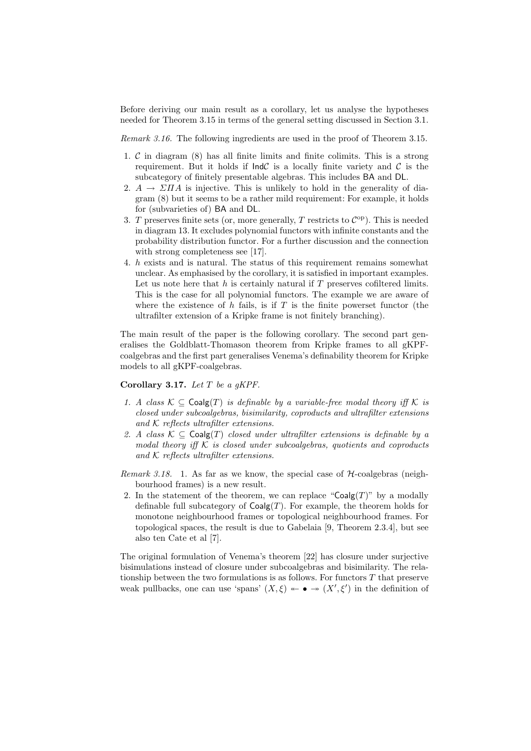Before deriving our main result as a corollary, let us analyse the hypotheses needed for Theorem 3.15 in terms of the general setting discussed in Section 3.1.

*Remark 3.16.* The following ingredients are used in the proof of Theorem 3.15.

1. $\mathcal{C}$ in diagram (8) has all finite limits and finite colimits. This is a strong requirement. But it holds if $\mathsf{Ind}\mathcal{C}$ is a locally finite variety and $\mathcal{C}$ is the subcategory of finitely presentable algebras. This includes $\mathsf{BA}$ and $\mathsf{DL}$.
2. $A \to \Sigma\Pi A$ is injective. This is unlikely to hold in the generality of diagram (8) but it seems to be a rather mild requirement: For example, it holds for (subvarieties of) $\mathsf{BA}$ and $\mathsf{DL}$.
3. $T$ preserves finite sets (or, more generally, $T$ restricts to $\mathcal{C}^{\mathrm{op}}$). This is needed in diagram 13. It excludes polynomial functors with infinite constants and the probability distribution functor. For a further discussion and the connection with strong completeness see [17].
4. $h$ exists and is natural. The status of this requirement remains somewhat unclear. As emphasised by the corollary, it is satisfied in important examples. Let us note here that $h$ is certainly natural if $T$ preserves cofiltered limits. This is the case for all polynomial functors. The example we are aware of where the existence of $h$ fails, is if $T$ is the finite powerset functor (the ultrafilter extension of a Kripke frame is not finitely branching).

The main result of the paper is the following corollary. The second part generalises the Goldblatt-Thomason theorem from Kripke frames to all gKPF-coalgebras and the first part generalises Venema's definability theorem for Kripke models to all gKPF-coalgebras.

**Corollary 3.17.** *Let $T$ be a gKPF.*

1. *A class $\mathcal{K} \subseteq \mathsf{Coalg}(T)$ is definable by a variable-free modal theory iff $\mathcal{K}$ is closed under subcoalgebras, bisimilarity, coproducts and ultrafilter extensions and $\mathcal{K}$ reflects ultrafilter extensions.*
2. *A class $\mathcal{K} \subseteq \mathsf{Coalg}(T)$ closed under ultrafilter extensions is definable by a modal theory iff $\mathcal{K}$ is closed under subcoalgebras, quotients and coproducts and $\mathcal{K}$ reflects ultrafilter extensions.*

*Remark 3.18.*
1. As far as we know, the special case of $\mathcal{H}$-coalgebras (neighbourhood frames) is a new result.
2. In the statement of the theorem, we can replace "$\mathsf{Coalg}(T)$" by a modally definable full subcategory of $\mathsf{Coalg}(T)$. For example, the theorem holds for monotone neighbourhood frames or topological neighbourhood frames. For topological spaces, the result is due to Gabelaia [9, Theorem 2.3.4], but see also ten Cate et al [7].

The original formulation of Venema's theorem [22] has closure under surjective bisimulations instead of closure under subcoalgebras and bisimilarity. The relationship between the two formulations is as follows. For functors $T$ that preserve weak pullbacks, one can use 'spans' $(X, \xi) \twoheadleftarrow \bullet \twoheadrightarrow (X', \xi')$ in the definition of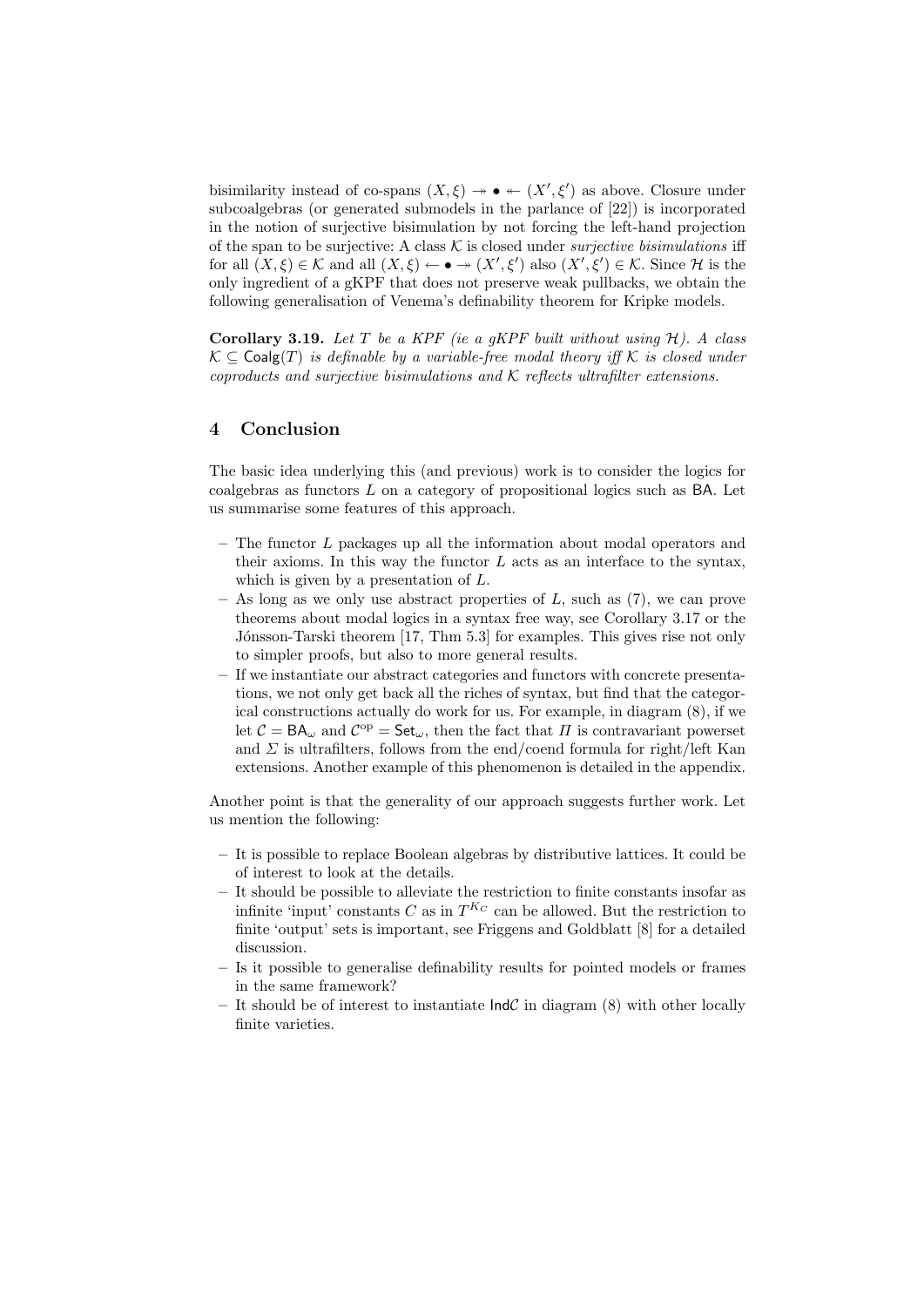bisimilarity instead of co-spans $(X, \xi) \twoheadrightarrow \bullet \twoheadleftarrow (X', \xi')$ as above. Closure under subcoalgebras (or generated submodels in the parlance of [22]) is incorporated in the notion of surjective bisimulation by not forcing the left-hand projection of the span to be surjective: A class $\mathcal{K}$ is closed under *surjective bisimulations* iff for all $(X, \xi) \in \mathcal{K}$ and all $(X, \xi) \leftarrow \bullet \twoheadrightarrow (X', \xi')$ also $(X', \xi') \in \mathcal{K}$. Since $\mathcal{H}$ is the only ingredient of a gKPF that does not preserve weak pullbacks, we obtain the following generalisation of Venema's definability theorem for Kripke models.

**Corollary 3.19.** *Let $T$ be a KPF (ie a gKPF built without using $\mathcal{H}$). A class $\mathcal{K} \subseteq \mathsf{Coalg}(T)$ is definable by a variable-free modal theory iff $\mathcal{K}$ is closed under coproducts and surjective bisimulations and $\mathcal{K}$ reflects ultrafilter extensions.*

## 4 Conclusion

The basic idea underlying this (and previous) work is to consider the logics for coalgebras as functors $L$ on a category of propositional logics such as $\mathsf{BA}$. Let us summarise some features of this approach.

- The functor $L$ packages up all the information about modal operators and their axioms. In this way the functor $L$ acts as an interface to the syntax, which is given by a presentation of $L$.
- As long as we only use abstract properties of $L$, such as (7), we can prove theorems about modal logics in a syntax free way, see Corollary 3.17 or the Jónsson-Tarski theorem [17, Thm 5.3] for examples. This gives rise not only to simpler proofs, but also to more general results.
- If we instantiate our abstract categories and functors with concrete presentations, we not only get back all the riches of syntax, but find that the categorical constructions actually do work for us. For example, in diagram (8), if we let $\mathcal{C} = \mathsf{BA}_\omega$ and $\mathcal{C}^{\mathrm{op}} = \mathsf{Set}_\omega$, then the fact that $\Pi$ is contravariant powerset and $\Sigma$ is ultrafilters, follows from the end/coend formula for right/left Kan extensions. Another example of this phenomenon is detailed in the appendix.

Another point is that the generality of our approach suggests further work. Let us mention the following:

- It is possible to replace Boolean algebras by distributive lattices. It could be of interest to look at the details.
- It should be possible to alleviate the restriction to finite constants insofar as infinite 'input' constants $C$ as in $T^{K_C}$ can be allowed. But the restriction to finite 'output' sets is important, see Friggens and Goldblatt [8] for a detailed discussion.
- Is it possible to generalise definability results for pointed models or frames in the same framework?
- It should be of interest to instantiate $\mathsf{Ind}\mathcal{C}$ in diagram (8) with other locally finite varieties.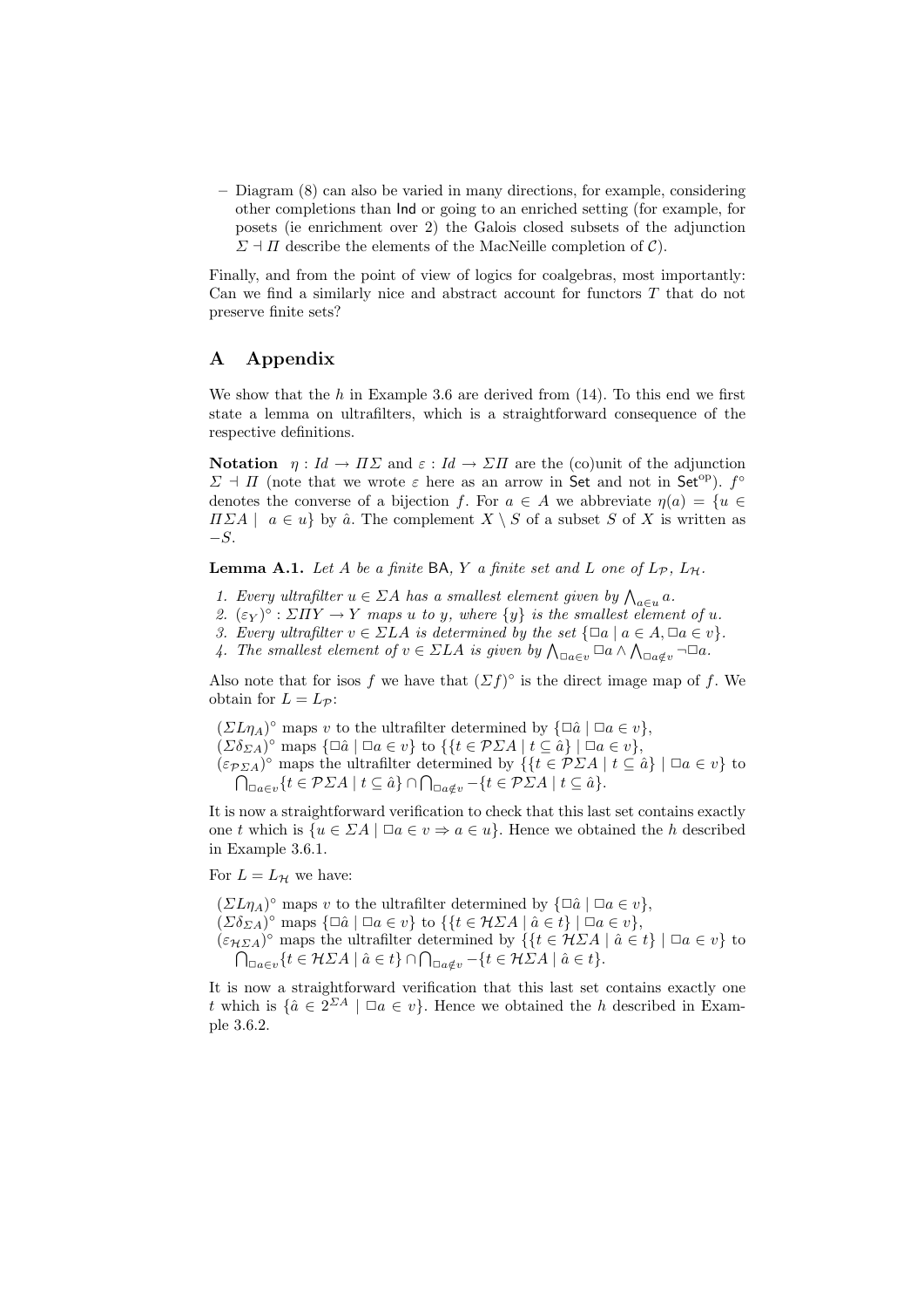– Diagram (8) can also be varied in many directions, for example, considering other completions than $\mathsf{Ind}$ or going to an enriched setting (for example, for posets (ie enrichment over 2) the Galois closed subsets of the adjunction $\Sigma \dashv \Pi$ describe the elements of the MacNeille completion of $\mathcal{C}$).

Finally, and from the point of view of logics for coalgebras, most importantly: Can we find a similarly nice and abstract account for functors $T$ that do not preserve finite sets?

## A Appendix

We show that the $h$ in Example 3.6 are derived from (14). To this end we first state a lemma on ultrafilters, which is a straightforward consequence of the respective definitions.

**Notation** $\eta : Id \to \Pi\Sigma$ and $\varepsilon : Id \to \Sigma\Pi$ are the (co)unit of the adjunction $\Sigma \dashv \Pi$ (note that we wrote $\varepsilon$ here as an arrow in $\mathsf{Set}$ and not in $\mathsf{Set}^{\mathrm{op}}$). $f^\circ$ denotes the converse of a bijection $f$. For $a \in A$ we abbreviate $\eta(a) = \{u \in \Pi\Sigma A \mid a \in u\}$ by $\hat{a}$. The complement $X \setminus S$ of a subset $S$ of $X$ is written as $-S$.

**Lemma A.1.** *Let $A$ be a finite* $\mathsf{BA}$*, $Y$ a finite set and $L$ one of $L_{\mathcal{P}}$, $L_{\mathcal{H}}$.*

1. *Every ultrafilter $u \in \Sigma A$ has a smallest element given by $\bigwedge_{a \in u} a$.*
2. *$(\varepsilon_Y)^\circ : \Sigma\Pi Y \to Y$ maps $u$ to $y$, where $\{y\}$ is the smallest element of $u$.*
3. *Every ultrafilter $v \in \Sigma L A$ is determined by the set $\{\Box a \mid a \in A, \Box a \in v\}$.*
4. *The smallest element of $v \in \Sigma L A$ is given by $\bigwedge_{\Box a \in v} \Box a \wedge \bigwedge_{\Box a \notin v} \neg\Box a$.*

Also note that for isos $f$ we have that $(\Sigma f)^\circ$ is the direct image map of $f$. We obtain for $L = L_{\mathcal{P}}$:

$(\Sigma L \eta_A)^\circ$ maps $v$ to the ultrafilter determined by $\{\Box\hat{a} \mid \Box a \in v\}$,
$(\Sigma \delta_{\Sigma A})^\circ$ maps $\{\Box\hat{a} \mid \Box a \in v\}$ to $\{\{t \in \mathcal{P}\Sigma A \mid t \subseteq \hat{a}\} \mid \Box a \in v\}$,
$(\varepsilon_{\mathcal{P}\Sigma A})^\circ$ maps the ultrafilter determined by $\{\{t \in \mathcal{P}\Sigma A \mid t \subseteq \hat{a}\} \mid \Box a \in v\}$ to $\bigcap_{\Box a \in v}\{t \in \mathcal{P}\Sigma A \mid t \subseteq \hat{a}\} \cap \bigcap_{\Box a \notin v} -\{t \in \mathcal{P}\Sigma A \mid t \subseteq \hat{a}\}$.

It is now a straightforward verification to check that this last set contains exactly one $t$ which is $\{u \in \Sigma A \mid \Box a \in v \Rightarrow a \in u\}$. Hence we obtained the $h$ described in Example 3.6.1.

For $L = L_{\mathcal{H}}$ we have:

$(\Sigma L \eta_A)^\circ$ maps $v$ to the ultrafilter determined by $\{\Box\hat{a} \mid \Box a \in v\}$,
$(\Sigma \delta_{\Sigma A})^\circ$ maps $\{\Box\hat{a} \mid \Box a \in v\}$ to $\{\{t \in \mathcal{H}\Sigma A \mid \hat{a} \in t\} \mid \Box a \in v\}$,
$(\varepsilon_{\mathcal{H}\Sigma A})^\circ$ maps the ultrafilter determined by $\{\{t \in \mathcal{H}\Sigma A \mid \hat{a} \in t\} \mid \Box a \in v\}$ to $\bigcap_{\Box a \in v}\{t \in \mathcal{H}\Sigma A \mid \hat{a} \in t\} \cap \bigcap_{\Box a \notin v} -\{t \in \mathcal{H}\Sigma A \mid \hat{a} \in t\}$.

It is now a straightforward verification that this last set contains exactly one $t$ which is $\{\hat{a} \in 2^{\Sigma A} \mid \Box a \in v\}$. Hence we obtained the $h$ described in Example 3.6.2.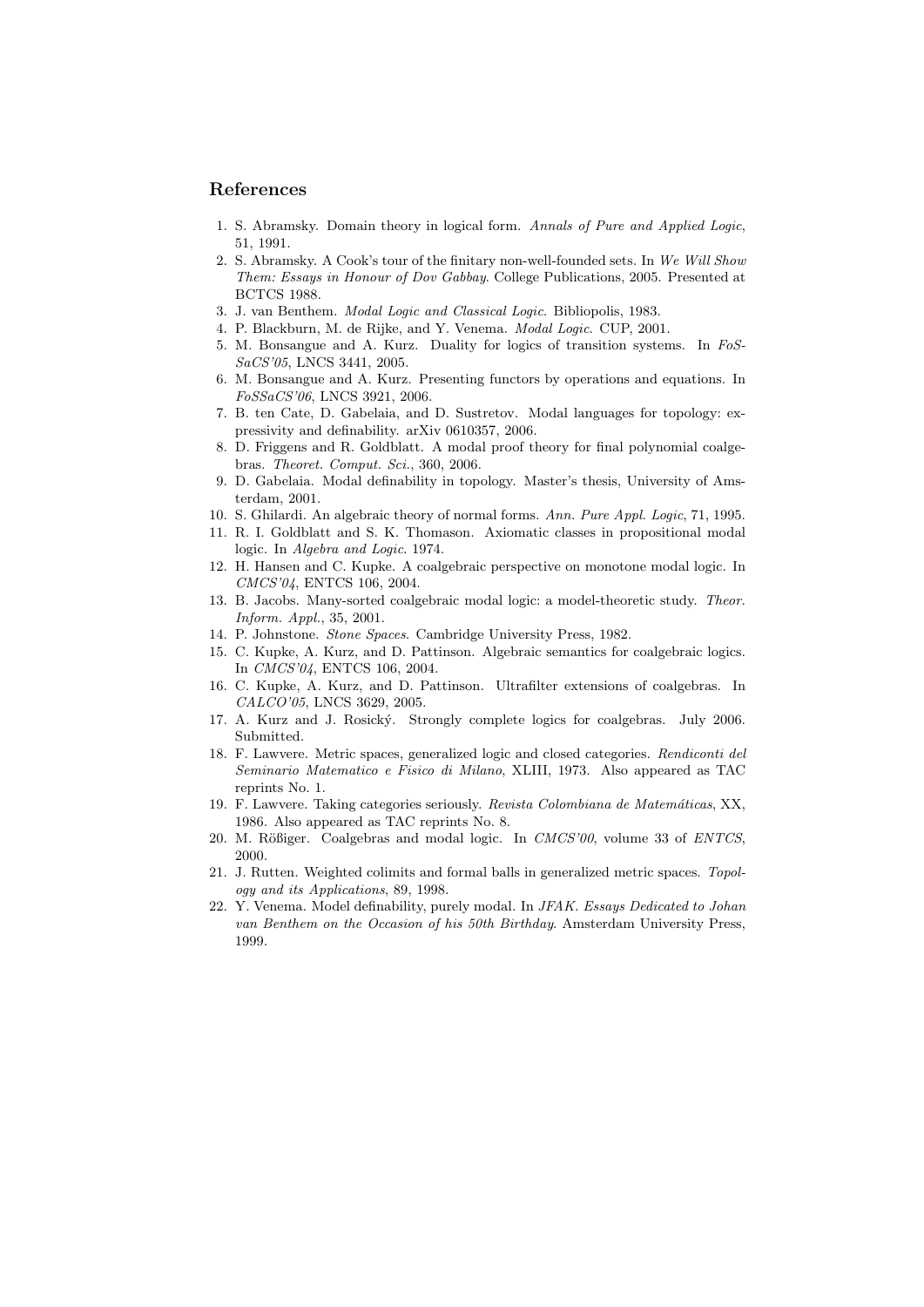## References

1. S. Abramsky. Domain theory in logical form. *Annals of Pure and Applied Logic*, 51, 1991.
2. S. Abramsky. A Cook's tour of the finitary non-well-founded sets. In *We Will Show Them: Essays in Honour of Dov Gabbay*. College Publications, 2005. Presented at BCTCS 1988.
3. J. van Benthem. *Modal Logic and Classical Logic*. Bibliopolis, 1983.
4. P. Blackburn, M. de Rijke, and Y. Venema. *Modal Logic*. CUP, 2001.
5. M. Bonsangue and A. Kurz. Duality for logics of transition systems. In *FoSSaCS'05*, LNCS 3441, 2005.
6. M. Bonsangue and A. Kurz. Presenting functors by operations and equations. In *FoSSaCS'06*, LNCS 3921, 2006.
7. B. ten Cate, D. Gabelaia, and D. Sustretov. Modal languages for topology: expressivity and definability. arXiv 0610357, 2006.
8. D. Friggens and R. Goldblatt. A modal proof theory for final polynomial coalgebras. *Theoret. Comput. Sci.*, 360, 2006.
9. D. Gabelaia. Modal definability in topology. Master's thesis, University of Amsterdam, 2001.
10. S. Ghilardi. An algebraic theory of normal forms. *Ann. Pure Appl. Logic*, 71, 1995.
11. R. I. Goldblatt and S. K. Thomason. Axiomatic classes in propositional modal logic. In *Algebra and Logic*. 1974.
12. H. Hansen and C. Kupke. A coalgebraic perspective on monotone modal logic. In *CMCS'04*, ENTCS 106, 2004.
13. B. Jacobs. Many-sorted coalgebraic modal logic: a model-theoretic study. *Theor. Inform. Appl.*, 35, 2001.
14. P. Johnstone. *Stone Spaces*. Cambridge University Press, 1982.
15. C. Kupke, A. Kurz, and D. Pattinson. Algebraic semantics for coalgebraic logics. In *CMCS'04*, ENTCS 106, 2004.
16. C. Kupke, A. Kurz, and D. Pattinson. Ultrafilter extensions of coalgebras. In *CALCO'05*, LNCS 3629, 2005.
17. A. Kurz and J. Rosický. Strongly complete logics for coalgebras. July 2006. Submitted.
18. F. Lawvere. Metric spaces, generalized logic and closed categories. *Rendiconti del Seminario Matematico e Fisico di Milano*, XLIII, 1973. Also appeared as TAC reprints No. 1.
19. F. Lawvere. Taking categories seriously. *Revista Colombiana de Matemáticas*, XX, 1986. Also appeared as TAC reprints No. 8.
20. M. Rößiger. Coalgebras and modal logic. In *CMCS'00*, volume 33 of *ENTCS*, 2000.
21. J. Rutten. Weighted colimits and formal balls in generalized metric spaces. *Topology and its Applications*, 89, 1998.
22. Y. Venema. Model definability, purely modal. In *JFAK. Essays Dedicated to Johan van Benthem on the Occasion of his 50th Birthday*. Amsterdam University Press, 1999.